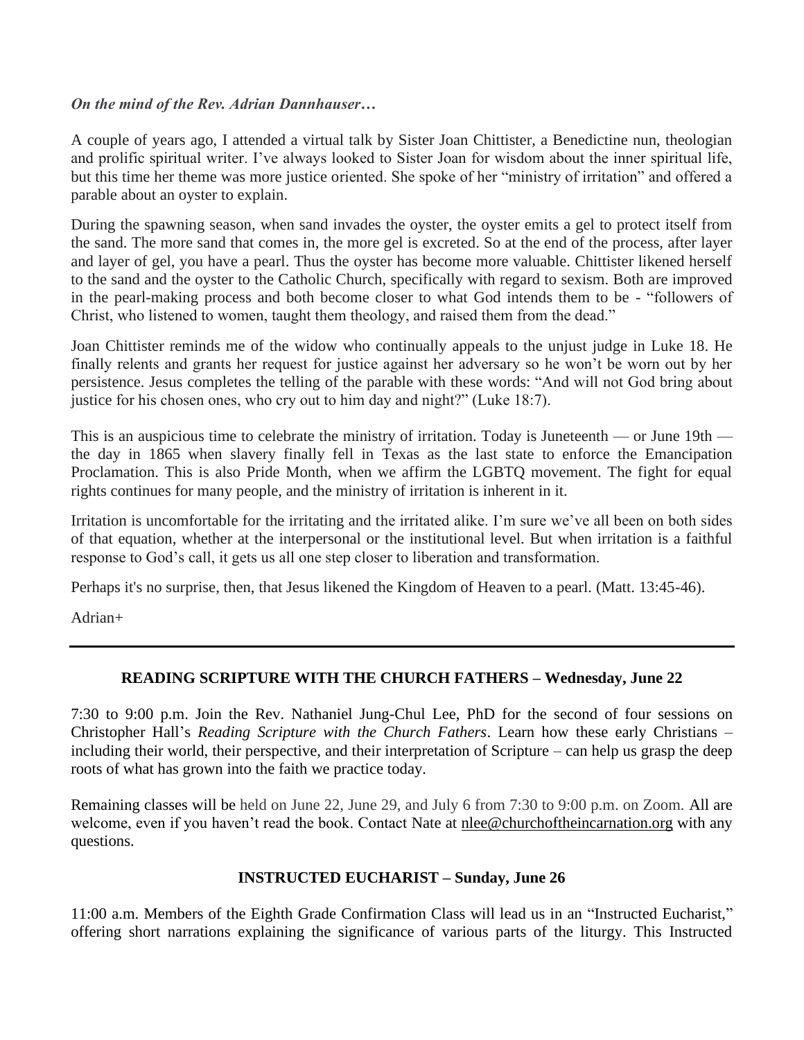***On the mind of the Rev. Adrian Dannhauser…***

A couple of years ago, I attended a virtual talk by Sister Joan Chittister, a Benedictine nun, theologian and prolific spiritual writer. I've always looked to Sister Joan for wisdom about the inner spiritual life, but this time her theme was more justice oriented. She spoke of her "ministry of irritation" and offered a parable about an oyster to explain.

During the spawning season, when sand invades the oyster, the oyster emits a gel to protect itself from the sand. The more sand that comes in, the more gel is excreted. So at the end of the process, after layer and layer of gel, you have a pearl. Thus the oyster has become more valuable. Chittister likened herself to the sand and the oyster to the Catholic Church, specifically with regard to sexism. Both are improved in the pearl-making process and both become closer to what God intends them to be - "followers of Christ, who listened to women, taught them theology, and raised them from the dead."

Joan Chittister reminds me of the widow who continually appeals to the unjust judge in Luke 18. He finally relents and grants her request for justice against her adversary so he won't be worn out by her persistence. Jesus completes the telling of the parable with these words: "And will not God bring about justice for his chosen ones, who cry out to him day and night?" (Luke 18:7).

This is an auspicious time to celebrate the ministry of irritation. Today is Juneteenth — or June 19th — the day in 1865 when slavery finally fell in Texas as the last state to enforce the Emancipation Proclamation. This is also Pride Month, when we affirm the LGBTQ movement. The fight for equal rights continues for many people, and the ministry of irritation is inherent in it.

Irritation is uncomfortable for the irritating and the irritated alike. I'm sure we've all been on both sides of that equation, whether at the interpersonal or the institutional level. But when irritation is a faithful response to God's call, it gets us all one step closer to liberation and transformation.

Perhaps it's no surprise, then, that Jesus likened the Kingdom of Heaven to a pearl. (Matt. 13:45-46).

Adrian+

---

## READING SCRIPTURE WITH THE CHURCH FATHERS – Wednesday, June 22

7:30 to 9:00 p.m. Join the Rev. Nathaniel Jung-Chul Lee, PhD for the second of four sessions on Christopher Hall's *Reading Scripture with the Church Fathers*. Learn how these early Christians – including their world, their perspective, and their interpretation of Scripture – can help us grasp the deep roots of what has grown into the faith we practice today.

Remaining classes will be held on June 22, June 29, and July 6 from 7:30 to 9:00 p.m. on Zoom. All are welcome, even if you haven't read the book. Contact Nate at nlee@churchoftheincarnation.org with any questions.

## INSTRUCTED EUCHARIST – Sunday, June 26

11:00 a.m. Members of the Eighth Grade Confirmation Class will lead us in an "Instructed Eucharist," offering short narrations explaining the significance of various parts of the liturgy. This Instructed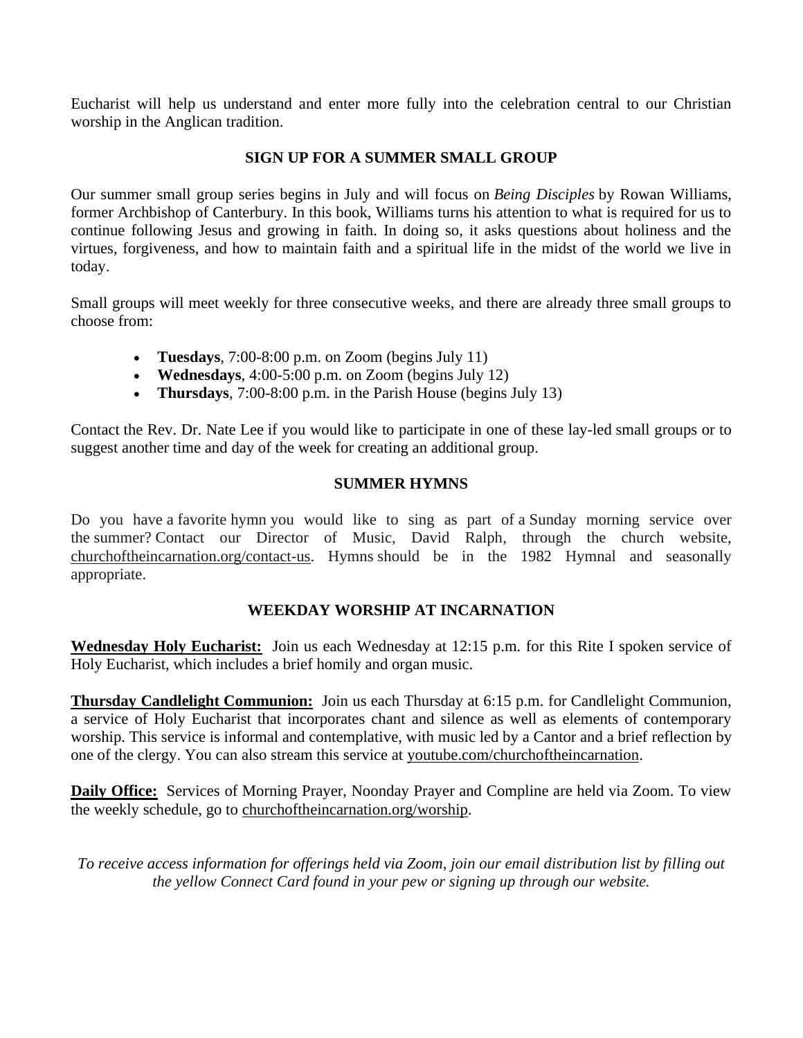Eucharist will help us understand and enter more fully into the celebration central to our Christian worship in the Anglican tradition.

## SIGN UP FOR A SUMMER SMALL GROUP

Our summer small group series begins in July and will focus on *Being Disciples* by Rowan Williams, former Archbishop of Canterbury. In this book, Williams turns his attention to what is required for us to continue following Jesus and growing in faith. In doing so, it asks questions about holiness and the virtues, forgiveness, and how to maintain faith and a spiritual life in the midst of the world we live in today.

Small groups will meet weekly for three consecutive weeks, and there are already three small groups to choose from:

- **Tuesdays**, 7:00-8:00 p.m. on Zoom (begins July 11)
- **Wednesdays**, 4:00-5:00 p.m. on Zoom (begins July 12)
- **Thursdays**, 7:00-8:00 p.m. in the Parish House (begins July 13)

Contact the Rev. Dr. Nate Lee if you would like to participate in one of these lay-led small groups or to suggest another time and day of the week for creating an additional group.

## SUMMER HYMNS

Do you have a favorite hymn you would like to sing as part of a Sunday morning service over the summer? Contact our Director of Music, David Ralph, through the church website, churchoftheincarnation.org/contact-us. Hymns should be in the 1982 Hymnal and seasonally appropriate.

## WEEKDAY WORSHIP AT INCARNATION

**Wednesday Holy Eucharist:** Join us each Wednesday at 12:15 p.m. for this Rite I spoken service of Holy Eucharist, which includes a brief homily and organ music.

**Thursday Candlelight Communion:** Join us each Thursday at 6:15 p.m. for Candlelight Communion, a service of Holy Eucharist that incorporates chant and silence as well as elements of contemporary worship. This service is informal and contemplative, with music led by a Cantor and a brief reflection by one of the clergy. You can also stream this service at youtube.com/churchoftheincarnation.

**Daily Office:** Services of Morning Prayer, Noonday Prayer and Compline are held via Zoom. To view the weekly schedule, go to churchoftheincarnation.org/worship.

*To receive access information for offerings held via Zoom, join our email distribution list by filling out the yellow Connect Card found in your pew or signing up through our website.*